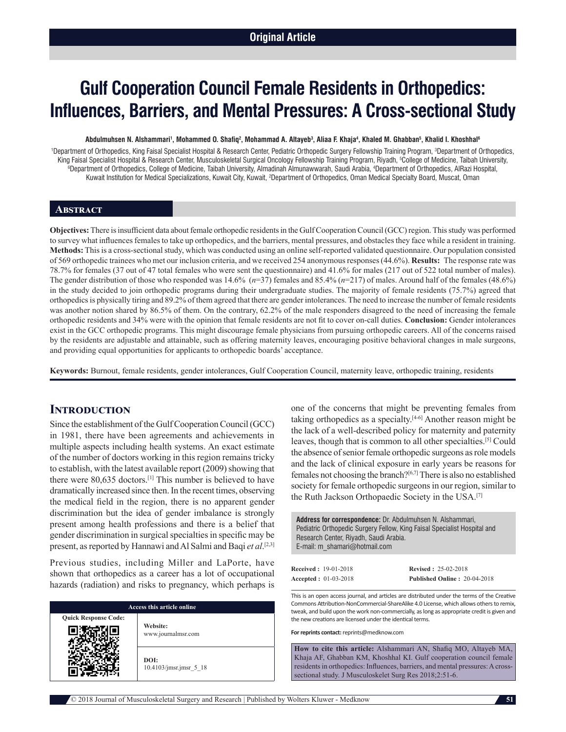Original Article

# Gulf Cooperation Council Female Residents in Orthopedics: Influences, Barriers, and Mental Pressures: A Cross-sectional Study

**Abdulmuhsen N. Alshammari[1], Mohammed O. Shafiq[2], Mohammad A. Altayeb[3], Aliaa F. Khaja[4], Khaled M. Ghabban[5], Khalid I. Khoshhal[6]**

[1]Department of Orthopedics, King Faisal Specialist Hospital & Research Center, Pediatric Orthopedic Surgery Fellowship Training Program, [3]Department of Orthopedics, King Faisal Specialist Hospital & Research Center, Musculoskeletal Surgical Oncology Fellowship Training Program, Riyadh, [5]College of Medicine, Taibah University, [6]Department of Orthopedics, College of Medicine, Taibah University, Almadinah Almunawwarah, Saudi Arabia, [4]Department of Orthopedics, AlRazi Hospital, Kuwait Institution for Medical Specializations, Kuwait City, Kuwait, [2]Department of Orthopedics, Oman Medical Specialty Board, Muscat, Oman

## Abstract

**Objectives:** There is insufficient data about female orthopedic residents in the Gulf Cooperation Council (GCC) region. This study was performed to survey what influences females to take up orthopedics, and the barriers, mental pressures, and obstacles they face while a resident in training. **Methods:** This is a cross-sectional study, which was conducted using an online self-reported validated questionnaire. Our population consisted of 569 orthopedic trainees who met our inclusion criteria, and we received 254 anonymous responses (44.6%). **Results:** The response rate was 78.7% for females (37 out of 47 total females who were sent the questionnaire) and 41.6% for males (217 out of 522 total number of males). The gender distribution of those who responded was 14.6% (*n*=37) females and 85.4% (*n*=217) of males. Around half of the females (48.6%) in the study decided to join orthopedic programs during their undergraduate studies. The majority of female residents (75.7%) agreed that orthopedics is physically tiring and 89.2% of them agreed that there are gender intolerances. The need to increase the number of female residents was another notion shared by 86.5% of them. On the contrary, 62.2% of the male responders disagreed to the need of increasing the female orthopedic residents and 34% were with the opinion that female residents are not fit to cover on-call duties. **Conclusion:** Gender intolerances exist in the GCC orthopedic programs. This might discourage female physicians from pursuing orthopedic careers. All of the concerns raised by the residents are adjustable and attainable, such as offering maternity leaves, encouraging positive behavioral changes in male surgeons, and providing equal opportunities for applicants to orthopedic boards' acceptance.

**Keywords:** Burnout, female residents, gender intolerances, Gulf Cooperation Council, maternity leave, orthopedic training, residents

## Introduction

Since the establishment of the Gulf Cooperation Council (GCC) in 1981, there have been agreements and achievements in multiple aspects including health systems. An exact estimate of the number of doctors working in this region remains tricky to establish, with the latest available report (2009) showing that there were 80,635 doctors.[1] This number is believed to have dramatically increased since then. In the recent times, observing the medical field in the region, there is no apparent gender discrimination but the idea of gender imbalance is strongly present among health professions and there is a belief that gender discrimination in surgical specialties in specific may be present, as reported by Hannawi and Al Salmi and Baqi *et al*.[2,3]

Previous studies, including Miller and LaPorte, have shown that orthopedics as a career has a lot of occupational hazards (radiation) and risks to pregnancy, which perhaps is one of the concerns that might be preventing females from taking orthopedics as a specialty.[4-6] Another reason might be the lack of a well-described policy for maternity and paternity leaves, though that is common to all other specialties.[5] Could the absence of senior female orthopedic surgeons as role models and the lack of clinical exposure in early years be reasons for females not choosing the branch?[6,7] There is also no established society for female orthopedic surgeons in our region, similar to the Ruth Jackson Orthopaedic Society in the USA.[7]

**Address for correspondence:** Dr. Abdulmuhsen N. Alshammari, Pediatric Orthopedic Surgery Fellow, King Faisal Specialist Hospital and Research Center, Riyadh, Saudi Arabia. E-mail: m_shamari@hotmail.com

| | |
|---|---|
| **Received :** 19-01-2018 | **Revised :** 25-02-2018 |
| **Accepted :** 01-03-2018 | **Published Online :** 20-04-2018 |

This is an open access journal, and articles are distributed under the terms of the Creative Commons Attribution-NonCommercial-ShareAlike 4.0 License, which allows others to remix, tweak, and build upon the work non-commercially, as long as appropriate credit is given and the new creations are licensed under the identical terms.

**For reprints contact:** reprints@medknow.com

**How to cite this article:** Alshammari AN, Shafiq MO, Altayeb MA, Khaja AF, Ghabban KM, Khoshhal KI. Gulf cooperation council female residents in orthopedics: Influences, barriers, and mental pressures: A cross-sectional study. J Musculoskelet Surg Res 2018;2:51-6.

| Access this article online | |
|---|---|
| **Quick Response Code:** | **Website:** www.journalmsr.com |
| | **DOI:** 10.4103/jmsr.jmsr_5_18 |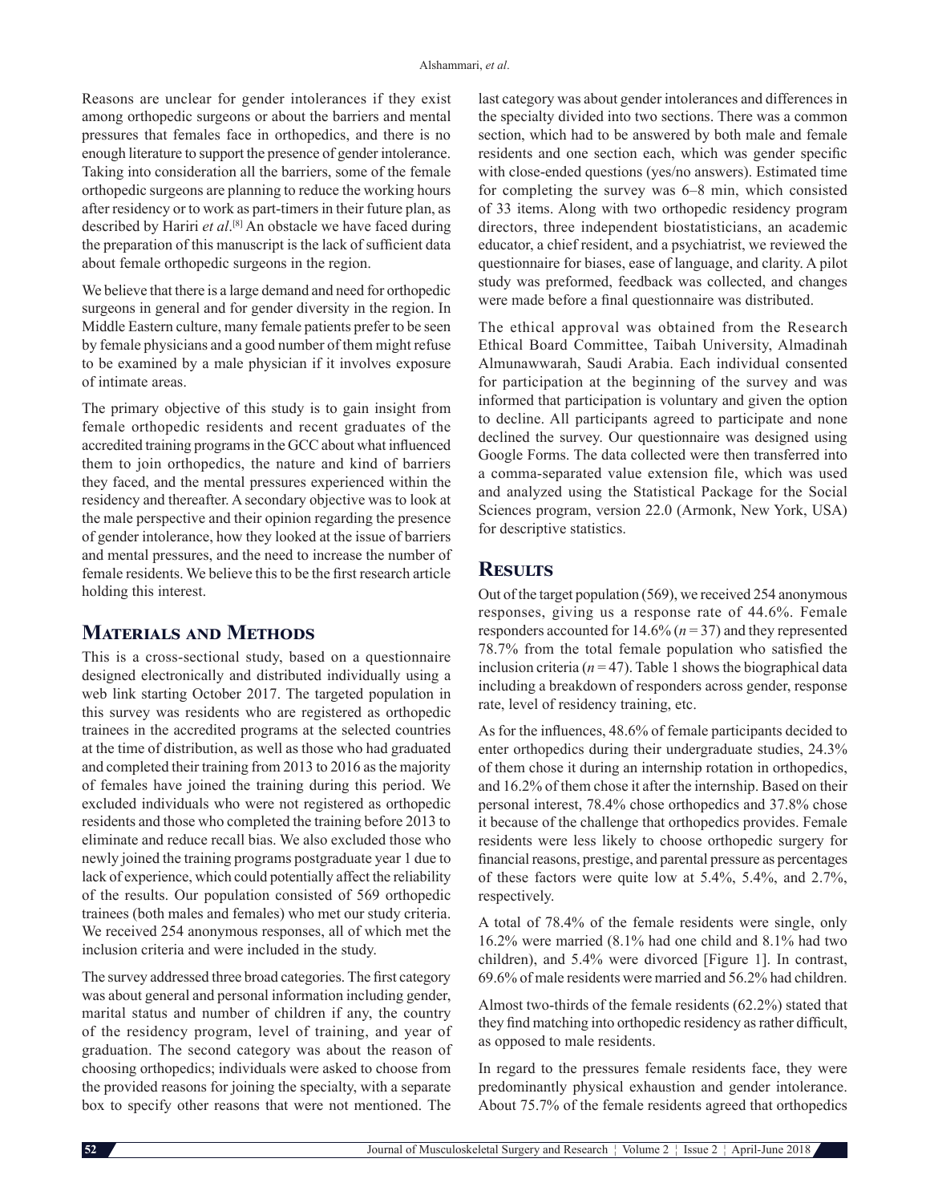Reasons are unclear for gender intolerances if they exist among orthopedic surgeons or about the barriers and mental pressures that females face in orthopedics, and there is no enough literature to support the presence of gender intolerance. Taking into consideration all the barriers, some of the female orthopedic surgeons are planning to reduce the working hours after residency or to work as part-timers in their future plan, as described by Hariri *et al*.[8] An obstacle we have faced during the preparation of this manuscript is the lack of sufficient data about female orthopedic surgeons in the region.

We believe that there is a large demand and need for orthopedic surgeons in general and for gender diversity in the region. In Middle Eastern culture, many female patients prefer to be seen by female physicians and a good number of them might refuse to be examined by a male physician if it involves exposure of intimate areas.

The primary objective of this study is to gain insight from female orthopedic residents and recent graduates of the accredited training programs in the GCC about what influenced them to join orthopedics, the nature and kind of barriers they faced, and the mental pressures experienced within the residency and thereafter. A secondary objective was to look at the male perspective and their opinion regarding the presence of gender intolerance, how they looked at the issue of barriers and mental pressures, and the need to increase the number of female residents. We believe this to be the first research article holding this interest.

## Materials and Methods

This is a cross-sectional study, based on a questionnaire designed electronically and distributed individually using a web link starting October 2017. The targeted population in this survey was residents who are registered as orthopedic trainees in the accredited programs at the selected countries at the time of distribution, as well as those who had graduated and completed their training from 2013 to 2016 as the majority of females have joined the training during this period. We excluded individuals who were not registered as orthopedic residents and those who completed the training before 2013 to eliminate and reduce recall bias. We also excluded those who newly joined the training programs postgraduate year 1 due to lack of experience, which could potentially affect the reliability of the results. Our population consisted of 569 orthopedic trainees (both males and females) who met our study criteria. We received 254 anonymous responses, all of which met the inclusion criteria and were included in the study.

The survey addressed three broad categories. The first category was about general and personal information including gender, marital status and number of children if any, the country of the residency program, level of training, and year of graduation. The second category was about the reason of choosing orthopedics; individuals were asked to choose from the provided reasons for joining the specialty, with a separate box to specify other reasons that were not mentioned. The last category was about gender intolerances and differences in the specialty divided into two sections. There was a common section, which had to be answered by both male and female residents and one section each, which was gender specific with close-ended questions (yes/no answers). Estimated time for completing the survey was 6–8 min, which consisted of 33 items. Along with two orthopedic residency program directors, three independent biostatisticians, an academic educator, a chief resident, and a psychiatrist, we reviewed the questionnaire for biases, ease of language, and clarity. A pilot study was preformed, feedback was collected, and changes were made before a final questionnaire was distributed.

The ethical approval was obtained from the Research Ethical Board Committee, Taibah University, Almadinah Almunawwarah, Saudi Arabia. Each individual consented for participation at the beginning of the survey and was informed that participation is voluntary and given the option to decline. All participants agreed to participate and none declined the survey. Our questionnaire was designed using Google Forms. The data collected were then transferred into a comma-separated value extension file, which was used and analyzed using the Statistical Package for the Social Sciences program, version 22.0 (Armonk, New York, USA) for descriptive statistics.

## Results

Out of the target population (569), we received 254 anonymous responses, giving us a response rate of 44.6%. Female responders accounted for 14.6% ($n = 37$) and they represented 78.7% from the total female population who satisfied the inclusion criteria ($n = 47$). Table 1 shows the biographical data including a breakdown of responders across gender, response rate, level of residency training, etc.

As for the influences, 48.6% of female participants decided to enter orthopedics during their undergraduate studies, 24.3% of them chose it during an internship rotation in orthopedics, and 16.2% of them chose it after the internship. Based on their personal interest, 78.4% chose orthopedics and 37.8% chose it because of the challenge that orthopedics provides. Female residents were less likely to choose orthopedic surgery for financial reasons, prestige, and parental pressure as percentages of these factors were quite low at 5.4%, 5.4%, and 2.7%, respectively.

A total of 78.4% of the female residents were single, only 16.2% were married (8.1% had one child and 8.1% had two children), and 5.4% were divorced [Figure 1]. In contrast, 69.6% of male residents were married and 56.2% had children.

Almost two-thirds of the female residents (62.2%) stated that they find matching into orthopedic residency as rather difficult, as opposed to male residents.

In regard to the pressures female residents face, they were predominantly physical exhaustion and gender intolerance. About 75.7% of the female residents agreed that orthopedics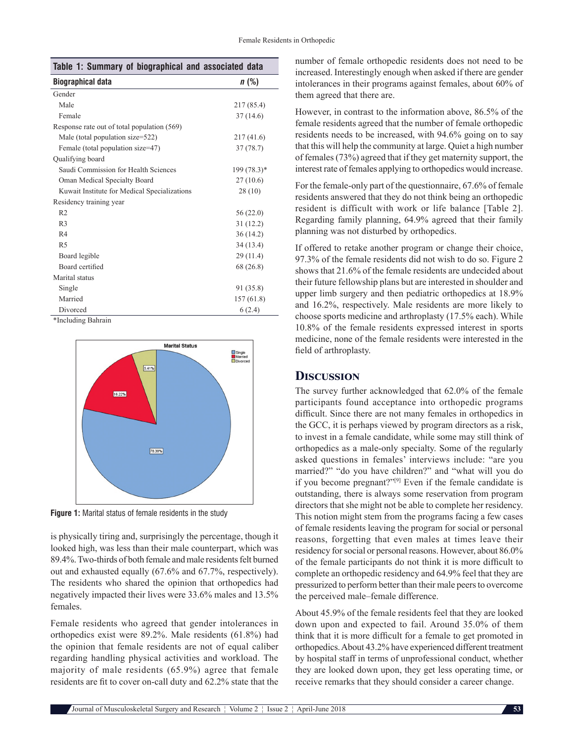**Table 1: Summary of biographical and associated data**

| Biographical data | *n* (%) |
|---|---|
| Gender | |
| Male | 217 (85.4) |
| Female | 37 (14.6) |
| Response rate out of total population (569) | |
| Male (total population size=522) | 217 (41.6) |
| Female (total population size=47) | 37 (78.7) |
| Qualifying board | |
| Saudi Commission for Health Sciences | 199 (78.3)* |
| Oman Medical Specialty Board | 27 (10.6) |
| Kuwait Institute for Medical Specializations | 28 (10) |
| Residency training year | |
| R2 | 56 (22.0) |
| R3 | 31 (12.2) |
| R4 | 36 (14.2) |
| R5 | 34 (13.4) |
| Board legible | 29 (11.4) |
| Board certified | 68 (26.8) |
| Marital status | |
| Single | 91 (35.8) |
| Married | 157 (61.8) |
| Divorced | 6 (2.4) |

*Including Bahrain

**Figure 1:** Marital status of female residents in the study

is physically tiring and, surprisingly the percentage, though it looked high, was less than their male counterpart, which was 89.4%. Two-thirds of both female and male residents felt burned out and exhausted equally (67.6% and 67.7%, respectively). The residents who shared the opinion that orthopedics had negatively impacted their lives were 33.6% males and 13.5% females.

Female residents who agreed that gender intolerances in orthopedics exist were 89.2%. Male residents (61.8%) had the opinion that female residents are not of equal caliber regarding handling physical activities and workload. The majority of male residents (65.9%) agree that female residents are fit to cover on-call duty and 62.2% state that the number of female orthopedic residents does not need to be increased. Interestingly enough when asked if there are gender intolerances in their programs against females, about 60% of them agreed that there are.

However, in contrast to the information above, 86.5% of the female residents agreed that the number of female orthopedic residents needs to be increased, with 94.6% going on to say that this will help the community at large. Quiet a high number of females (73%) agreed that if they get maternity support, the interest rate of females applying to orthopedics would increase.

For the female-only part of the questionnaire, 67.6% of female residents answered that they do not think being an orthopedic resident is difficult with work or life balance [Table 2]. Regarding family planning, 64.9% agreed that their family planning was not disturbed by orthopedics.

If offered to retake another program or change their choice, 97.3% of the female residents did not wish to do so. Figure 2 shows that 21.6% of the female residents are undecided about their future fellowship plans but are interested in shoulder and upper limb surgery and then pediatric orthopedics at 18.9% and 16.2%, respectively. Male residents are more likely to choose sports medicine and arthroplasty (17.5% each). While 10.8% of the female residents expressed interest in sports medicine, none of the female residents were interested in the field of arthroplasty.

## Discussion

The survey further acknowledged that 62.0% of the female participants found acceptance into orthopedic programs difficult. Since there are not many females in orthopedics in the GCC, it is perhaps viewed by program directors as a risk, to invest in a female candidate, while some may still think of orthopedics as a male-only specialty. Some of the regularly asked questions in females' interviews include: "are you married?" "do you have children?" and "what will you do if you become pregnant?"[9] Even if the female candidate is outstanding, there is always some reservation from program directors that she might not be able to complete her residency. This notion might stem from the programs facing a few cases of female residents leaving the program for social or personal reasons, forgetting that even males at times leave their residency for social or personal reasons. However, about 86.0% of the female participants do not think it is more difficult to complete an orthopedic residency and 64.9% feel that they are pressurized to perform better than their male peers to overcome the perceived male–female difference.

About 45.9% of the female residents feel that they are looked down upon and expected to fail. Around 35.0% of them think that it is more difficult for a female to get promoted in orthopedics. About 43.2% have experienced different treatment by hospital staff in terms of unprofessional conduct, whether they are looked down upon, they get less operating time, or receive remarks that they should consider a career change.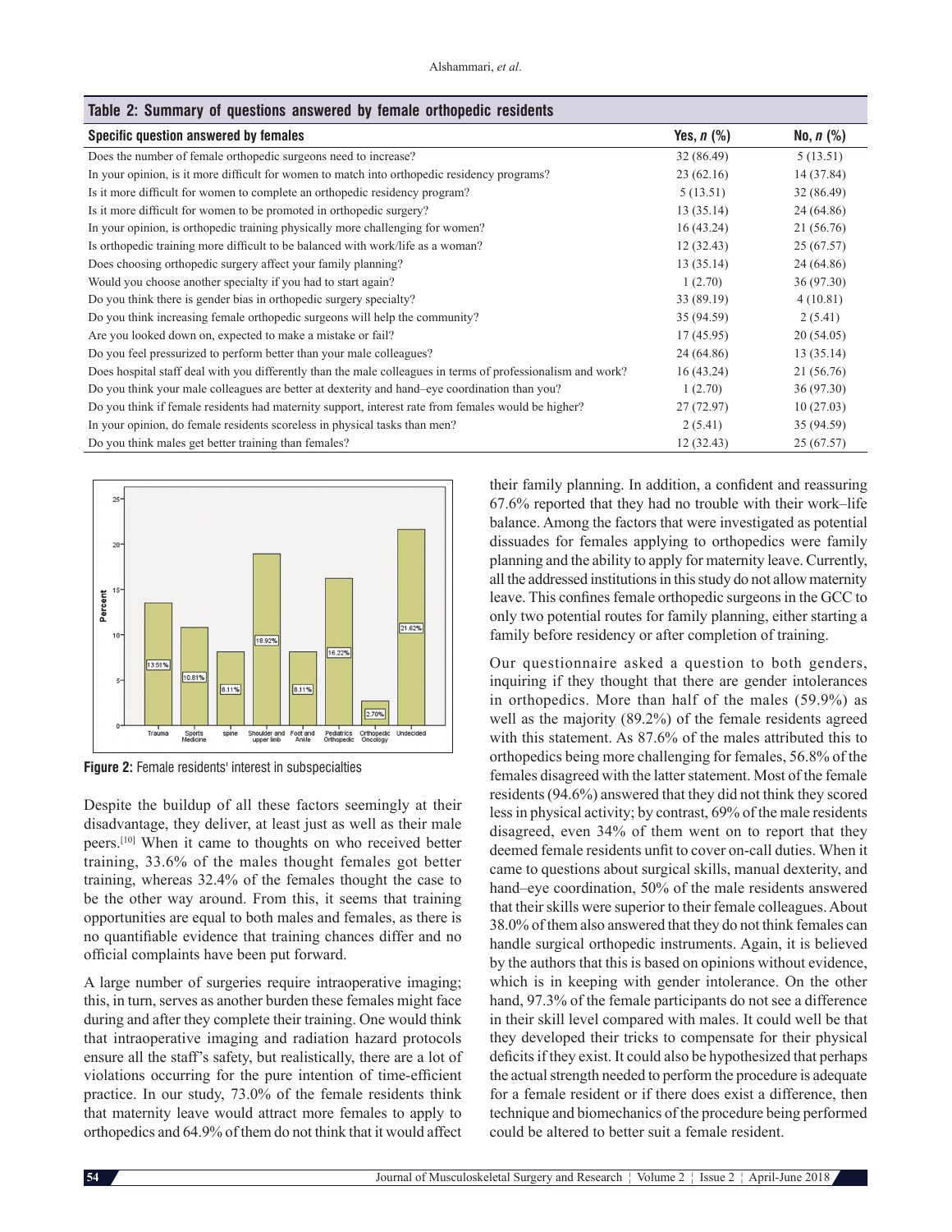**Table 2: Summary of questions answered by female orthopedic residents**

| Specific question answered by females | Yes, *n* (%) | No, *n* (%) |
|---|---|---|
| Does the number of female orthopedic surgeons need to increase? | 32 (86.49) | 5 (13.51) |
| In your opinion, is it more difficult for women to match into orthopedic residency programs? | 23 (62.16) | 14 (37.84) |
| Is it more difficult for women to complete an orthopedic residency program? | 5 (13.51) | 32 (86.49) |
| Is it more difficult for women to be promoted in orthopedic surgery? | 13 (35.14) | 24 (64.86) |
| In your opinion, is orthopedic training physically more challenging for women? | 16 (43.24) | 21 (56.76) |
| Is orthopedic training more difficult to be balanced with work/life as a woman? | 12 (32.43) | 25 (67.57) |
| Does choosing orthopedic surgery affect your family planning? | 13 (35.14) | 24 (64.86) |
| Would you choose another specialty if you had to start again? | 1 (2.70) | 36 (97.30) |
| Do you think there is gender bias in orthopedic surgery specialty? | 33 (89.19) | 4 (10.81) |
| Do you think increasing female orthopedic surgeons will help the community? | 35 (94.59) | 2 (5.41) |
| Are you looked down on, expected to make a mistake or fail? | 17 (45.95) | 20 (54.05) |
| Do you feel pressurized to perform better than your male colleagues? | 24 (64.86) | 13 (35.14) |
| Does hospital staff deal with you differently than the male colleagues in terms of professionalism and work? | 16 (43.24) | 21 (56.76) |
| Do you think your male colleagues are better at dexterity and hand–eye coordination than you? | 1 (2.70) | 36 (97.30) |
| Do you think if female residents had maternity support, interest rate from females would be higher? | 27 (72.97) | 10 (27.03) |
| In your opinion, do female residents scoreless in physical tasks than men? | 2 (5.41) | 35 (94.59) |
| Do you think males get better training than females? | 12 (32.43) | 25 (67.57) |

**Figure 2:** Female residents' interest in subspecialties

Despite the buildup of all these factors seemingly at their disadvantage, they deliver, at least just as well as their male peers.[10] When it came to thoughts on who received better training, 33.6% of the males thought females got better training, whereas 32.4% of the females thought the case to be the other way around. From this, it seems that training opportunities are equal to both males and females, as there is no quantifiable evidence that training chances differ and no official complaints have been put forward.

A large number of surgeries require intraoperative imaging; this, in turn, serves as another burden these females might face during and after they complete their training. One would think that intraoperative imaging and radiation hazard protocols ensure all the staff's safety, but realistically, there are a lot of violations occurring for the pure intention of time-efficient practice. In our study, 73.0% of the female residents think that maternity leave would attract more females to apply to orthopedics and 64.9% of them do not think that it would affect their family planning. In addition, a confident and reassuring 67.6% reported that they had no trouble with their work–life balance. Among the factors that were investigated as potential dissuades for females applying to orthopedics were family planning and the ability to apply for maternity leave. Currently, all the addressed institutions in this study do not allow maternity leave. This confines female orthopedic surgeons in the GCC to only two potential routes for family planning, either starting a family before residency or after completion of training.

Our questionnaire asked a question to both genders, inquiring if they thought that there are gender intolerances in orthopedics. More than half of the males (59.9%) as well as the majority (89.2%) of the female residents agreed with this statement. As 87.6% of the males attributed this to orthopedics being more challenging for females, 56.8% of the females disagreed with the latter statement. Most of the female residents (94.6%) answered that they did not think they scored less in physical activity; by contrast, 69% of the male residents disagreed, even 34% of them went on to report that they deemed female residents unfit to cover on-call duties. When it came to questions about surgical skills, manual dexterity, and hand–eye coordination, 50% of the male residents answered that their skills were superior to their female colleagues. About 38.0% of them also answered that they do not think females can handle surgical orthopedic instruments. Again, it is believed by the authors that this is based on opinions without evidence, which is in keeping with gender intolerance. On the other hand, 97.3% of the female participants do not see a difference in their skill level compared with males. It could well be that they developed their tricks to compensate for their physical deficits if they exist. It could also be hypothesized that perhaps the actual strength needed to perform the procedure is adequate for a female resident or if there does exist a difference, then technique and biomechanics of the procedure being performed could be altered to better suit a female resident.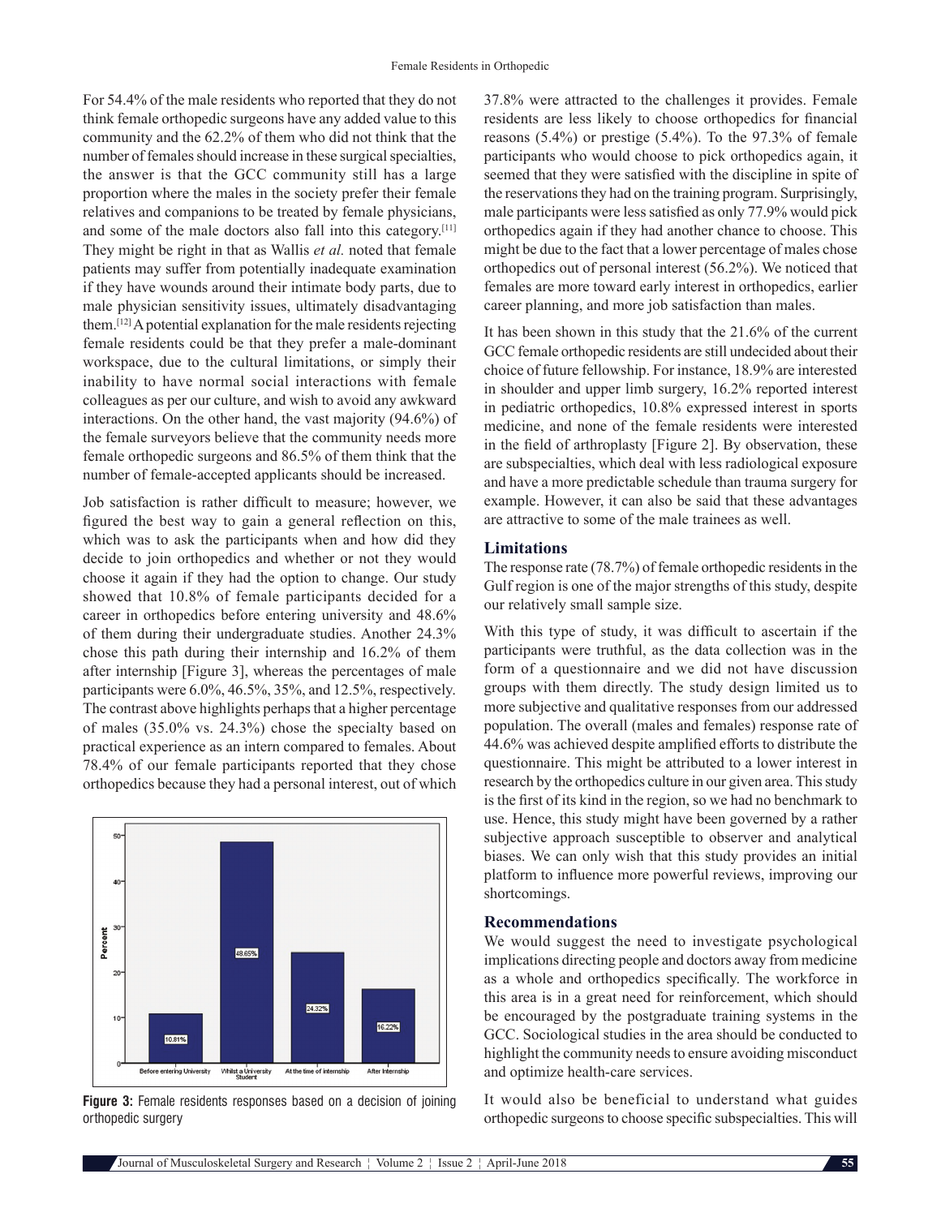For 54.4% of the male residents who reported that they do not think female orthopedic surgeons have any added value to this community and the 62.2% of them who did not think that the number of females should increase in these surgical specialties, the answer is that the GCC community still has a large proportion where the males in the society prefer their female relatives and companions to be treated by female physicians, and some of the male doctors also fall into this category.[11] They might be right in that as Wallis *et al.* noted that female patients may suffer from potentially inadequate examination if they have wounds around their intimate body parts, due to male physician sensitivity issues, ultimately disadvantaging them.[12] A potential explanation for the male residents rejecting female residents could be that they prefer a male-dominant workspace, due to the cultural limitations, or simply their inability to have normal social interactions with female colleagues as per our culture, and wish to avoid any awkward interactions. On the other hand, the vast majority (94.6%) of the female surveyors believe that the community needs more female orthopedic surgeons and 86.5% of them think that the number of female-accepted applicants should be increased.

Job satisfaction is rather difficult to measure; however, we figured the best way to gain a general reflection on this, which was to ask the participants when and how did they decide to join orthopedics and whether or not they would choose it again if they had the option to change. Our study showed that 10.8% of female participants decided for a career in orthopedics before entering university and 48.6% of them during their undergraduate studies. Another 24.3% chose this path during their internship and 16.2% of them after internship [Figure 3], whereas the percentages of male participants were 6.0%, 46.5%, 35%, and 12.5%, respectively. The contrast above highlights perhaps that a higher percentage of males (35.0% vs. 24.3%) chose the specialty based on practical experience as an intern compared to females. About 78.4% of our female participants reported that they chose orthopedics because they had a personal interest, out of which 37.8% were attracted to the challenges it provides. Female residents are less likely to choose orthopedics for financial reasons (5.4%) or prestige (5.4%). To the 97.3% of female participants who would choose to pick orthopedics again, it seemed that they were satisfied with the discipline in spite of the reservations they had on the training program. Surprisingly, male participants were less satisfied as only 77.9% would pick orthopedics again if they had another chance to choose. This might be due to the fact that a lower percentage of males chose orthopedics out of personal interest (56.2%). We noticed that females are more toward early interest in orthopedics, earlier career planning, and more job satisfaction than males.

Figure 3: Female residents responses based on a decision of joining orthopedic surgery

It has been shown in this study that the 21.6% of the current GCC female orthopedic residents are still undecided about their choice of future fellowship. For instance, 18.9% are interested in shoulder and upper limb surgery, 16.2% reported interest in pediatric orthopedics, 10.8% expressed interest in sports medicine, and none of the female residents were interested in the field of arthroplasty [Figure 2]. By observation, these are subspecialties, which deal with less radiological exposure and have a more predictable schedule than trauma surgery for example. However, it can also be said that these advantages are attractive to some of the male trainees as well.

### Limitations

The response rate (78.7%) of female orthopedic residents in the Gulf region is one of the major strengths of this study, despite our relatively small sample size.

With this type of study, it was difficult to ascertain if the participants were truthful, as the data collection was in the form of a questionnaire and we did not have discussion groups with them directly. The study design limited us to more subjective and qualitative responses from our addressed population. The overall (males and females) response rate of 44.6% was achieved despite amplified efforts to distribute the questionnaire. This might be attributed to a lower interest in research by the orthopedics culture in our given area. This study is the first of its kind in the region, so we had no benchmark to use. Hence, this study might have been governed by a rather subjective approach susceptible to observer and analytical biases. We can only wish that this study provides an initial platform to influence more powerful reviews, improving our shortcomings.

### Recommendations

We would suggest the need to investigate psychological implications directing people and doctors away from medicine as a whole and orthopedics specifically. The workforce in this area is in a great need for reinforcement, which should be encouraged by the postgraduate training systems in the GCC. Sociological studies in the area should be conducted to highlight the community needs to ensure avoiding misconduct and optimize health-care services.

It would also be beneficial to understand what guides orthopedic surgeons to choose specific subspecialties. This will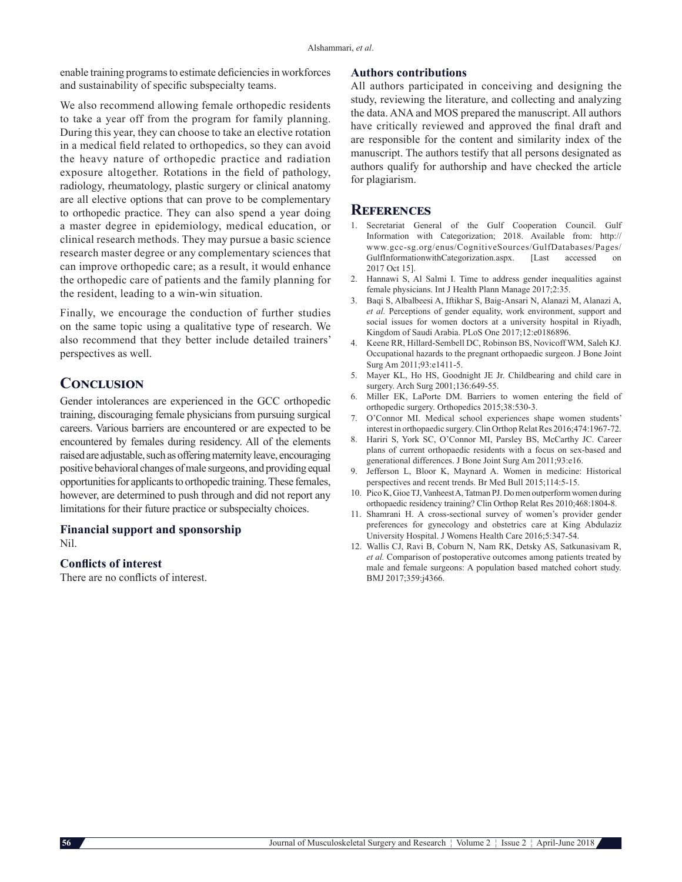enable training programs to estimate deficiencies in workforces and sustainability of specific subspecialty teams.

We also recommend allowing female orthopedic residents to take a year off from the program for family planning. During this year, they can choose to take an elective rotation in a medical field related to orthopedics, so they can avoid the heavy nature of orthopedic practice and radiation exposure altogether. Rotations in the field of pathology, radiology, rheumatology, plastic surgery or clinical anatomy are all elective options that can prove to be complementary to orthopedic practice. They can also spend a year doing a master degree in epidemiology, medical education, or clinical research methods. They may pursue a basic science research master degree or any complementary sciences that can improve orthopedic care; as a result, it would enhance the orthopedic care of patients and the family planning for the resident, leading to a win-win situation.

Finally, we encourage the conduction of further studies on the same topic using a qualitative type of research. We also recommend that they better include detailed trainers' perspectives as well.

## Conclusion

Gender intolerances are experienced in the GCC orthopedic training, discouraging female physicians from pursuing surgical careers. Various barriers are encountered or are expected to be encountered by females during residency. All of the elements raised are adjustable, such as offering maternity leave, encouraging positive behavioral changes of male surgeons, and providing equal opportunities for applicants to orthopedic training. These females, however, are determined to push through and did not report any limitations for their future practice or subspecialty choices.

### Financial support and sponsorship

Nil.

### Conflicts of interest

There are no conflicts of interest.

### Authors contributions

All authors participated in conceiving and designing the study, reviewing the literature, and collecting and analyzing the data. ANA and MOS prepared the manuscript. All authors have critically reviewed and approved the final draft and are responsible for the content and similarity index of the manuscript. The authors testify that all persons designated as authors qualify for authorship and have checked the article for plagiarism.

## References

1. Secretariat General of the Gulf Cooperation Council. Gulf Information with Categorization; 2018. Available from: http://www.gcc-sg.org/enus/CognitiveSources/GulfDatabases/Pages/GulfInformationwithCategorization.aspx. [Last accessed on 2017 Oct 15].
2. Hannawi S, Al Salmi I. Time to address gender inequalities against female physicians. Int J Health Plann Manage 2017;2:35.
3. Baqi S, Albalbeesi A, Iftikhar S, Baig-Ansari N, Alanazi M, Alanazi A, *et al.* Perceptions of gender equality, work environment, support and social issues for women doctors at a university hospital in Riyadh, Kingdom of Saudi Arabia. PLoS One 2017;12:e0186896.
4. Keene RR, Hillard-Sembell DC, Robinson BS, Novicoff WM, Saleh KJ. Occupational hazards to the pregnant orthopaedic surgeon. J Bone Joint Surg Am 2011;93:e1411-5.
5. Mayer KL, Ho HS, Goodnight JE Jr. Childbearing and child care in surgery. Arch Surg 2001;136:649-55.
6. Miller EK, LaPorte DM. Barriers to women entering the field of orthopedic surgery. Orthopedics 2015;38:530-3.
7. O'Connor MI. Medical school experiences shape women students' interest in orthopaedic surgery. Clin Orthop Relat Res 2016;474:1967-72.
8. Hariri S, York SC, O'Connor MI, Parsley BS, McCarthy JC. Career plans of current orthopaedic residents with a focus on sex-based and generational differences. J Bone Joint Surg Am 2011;93:e16.
9. Jefferson L, Bloor K, Maynard A. Women in medicine: Historical perspectives and recent trends. Br Med Bull 2015;114:5-15.
10. Pico K, Gioe TJ, Vanheest A, Tatman PJ. Do men outperform women during orthopaedic residency training? Clin Orthop Relat Res 2010;468:1804-8.
11. Shamrani H. A cross-sectional survey of women's provider gender preferences for gynecology and obstetrics care at King Abdulaziz University Hospital. J Womens Health Care 2016;5:347-54.
12. Wallis CJ, Ravi B, Coburn N, Nam RK, Detsky AS, Satkunasivam R, *et al.* Comparison of postoperative outcomes among patients treated by male and female surgeons: A population based matched cohort study. BMJ 2017;359:j4366.